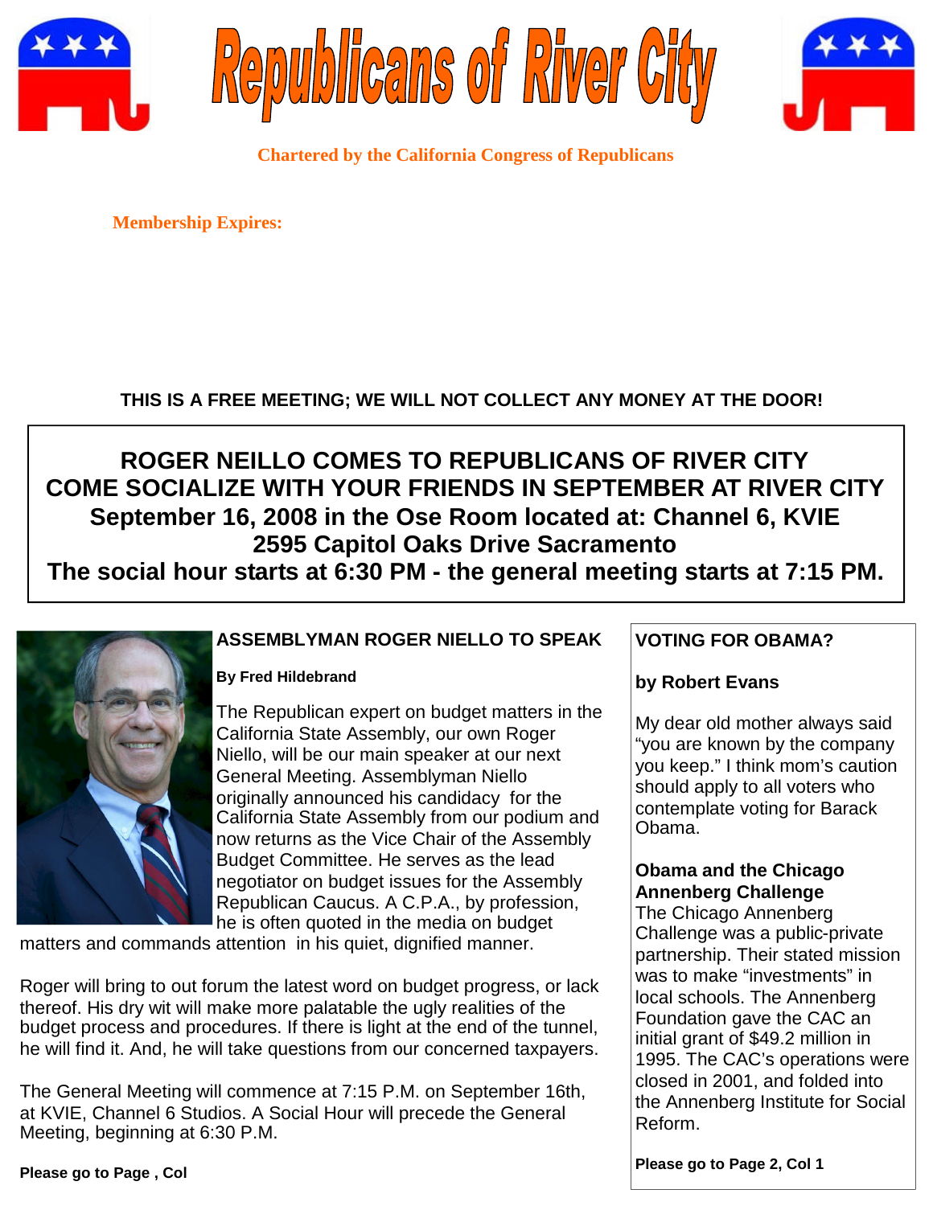# Republicans of River City

**Chartered by the California Congress of Republicans**

**Membership Expires:**

**THIS IS A FREE MEETING; WE WILL NOT COLLECT ANY MONEY AT THE DOOR!**

**ROGER NEILLO COMES TO REPUBLICANS OF RIVER CITY**
**COME SOCIALIZE WITH YOUR FRIENDS IN SEPTEMBER AT RIVER CITY**
**September 16, 2008 in the Ose Room located at: Channel 6, KVIE**
**2595 Capitol Oaks Drive Sacramento**
**The social hour starts at 6:30 PM - the general meeting starts at 7:15 PM.**

## ASSEMBLYMAN ROGER NIELLO TO SPEAK

**By Fred Hildebrand**

The Republican expert on budget matters in the California State Assembly, our own Roger Niello, will be our main speaker at our next General Meeting. Assemblyman Niello originally announced his candidacy for the California State Assembly from our podium and now returns as the Vice Chair of the Assembly Budget Committee. He serves as the lead negotiator on budget issues for the Assembly Republican Caucus. A C.P.A., by profession, he is often quoted in the media on budget matters and commands attention in his quiet, dignified manner.

Roger will bring to out forum the latest word on budget progress, or lack thereof. His dry wit will make more palatable the ugly realities of the budget process and procedures. If there is light at the end of the tunnel, he will find it. And, he will take questions from our concerned taxpayers.

The General Meeting will commence at 7:15 P.M. on September 16th, at KVIE, Channel 6 Studios. A Social Hour will precede the General Meeting, beginning at 6:30 P.M.

**Please go to Page , Col**

## VOTING FOR OBAMA?

**by Robert Evans**

My dear old mother always said "you are known by the company you keep." I think mom's caution should apply to all voters who contemplate voting for Barack Obama.

**Obama and the Chicago Annenberg Challenge**

The Chicago Annenberg Challenge was a public-private partnership. Their stated mission was to make "investments" in local schools. The Annenberg Foundation gave the CAC an initial grant of $49.2 million in 1995. The CAC's operations were closed in 2001, and folded into the Annenberg Institute for Social Reform.

**Please go to Page 2, Col 1**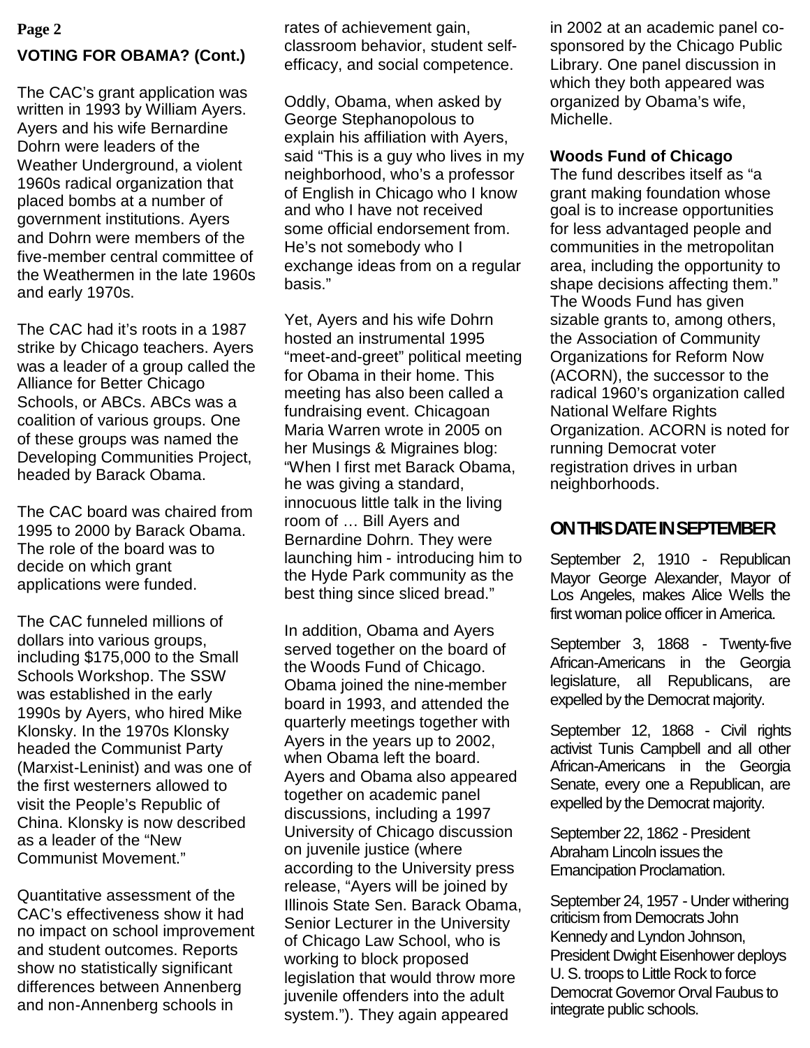## VOTING FOR OBAMA? (Cont.)

The CAC's grant application was written in 1993 by William Ayers. Ayers and his wife Bernardine Dohrn were leaders of the Weather Underground, a violent 1960s radical organization that placed bombs at a number of government institutions. Ayers and Dohrn were members of the five-member central committee of the Weathermen in the late 1960s and early 1970s.

The CAC had it's roots in a 1987 strike by Chicago teachers. Ayers was a leader of a group called the Alliance for Better Chicago Schools, or ABCs. ABCs was a coalition of various groups. One of these groups was named the Developing Communities Project, headed by Barack Obama.

The CAC board was chaired from 1995 to 2000 by Barack Obama. The role of the board was to decide on which grant applications were funded.

The CAC funneled millions of dollars into various groups, including $175,000 to the Small Schools Workshop. The SSW was established in the early 1990s by Ayers, who hired Mike Klonsky. In the 1970s Klonsky headed the Communist Party (Marxist-Leninist) and was one of the first westerners allowed to visit the People's Republic of China. Klonsky is now described as a leader of the "New Communist Movement."

Quantitative assessment of the CAC's effectiveness show it had no impact on school improvement and student outcomes. Reports show no statistically significant differences between Annenberg and non-Annenberg schools in rates of achievement gain, classroom behavior, student self-efficacy, and social competence.

Oddly, Obama, when asked by George Stephanopolous to explain his affiliation with Ayers, said "This is a guy who lives in my neighborhood, who's a professor of English in Chicago who I know and who I have not received some official endorsement from. He's not somebody who I exchange ideas from on a regular basis."

Yet, Ayers and his wife Dohrn hosted an instrumental 1995 "meet-and-greet" political meeting for Obama in their home. This meeting has also been called a fundraising event. Chicagoan Maria Warren wrote in 2005 on her Musings & Migraines blog: "When I first met Barack Obama, he was giving a standard, innocuous little talk in the living room of … Bill Ayers and Bernardine Dohrn. They were launching him - introducing him to the Hyde Park community as the best thing since sliced bread."

In addition, Obama and Ayers served together on the board of the Woods Fund of Chicago. Obama joined the nine-member board in 1993, and attended the quarterly meetings together with Ayers in the years up to 2002, when Obama left the board. Ayers and Obama also appeared together on academic panel discussions, including a 1997 University of Chicago discussion on juvenile justice (where according to the University press release, "Ayers will be joined by Illinois State Sen. Barack Obama, Senior Lecturer in the University of Chicago Law School, who is working to block proposed legislation that would throw more juvenile offenders into the adult system."). They again appeared in 2002 at an academic panel co-sponsored by the Chicago Public Library. One panel discussion in which they both appeared was organized by Obama's wife, Michelle.

**Woods Fund of Chicago**

The fund describes itself as "a grant making foundation whose goal is to increase opportunities for less advantaged people and communities in the metropolitan area, including the opportunity to shape decisions affecting them." The Woods Fund has given sizable grants to, among others, the Association of Community Organizations for Reform Now (ACORN), the successor to the radical 1960's organization called National Welfare Rights Organization. ACORN is noted for running Democrat voter registration drives in urban neighborhoods.

## ON THIS DATE IN SEPTEMBER

September 2, 1910 - Republican Mayor George Alexander, Mayor of Los Angeles, makes Alice Wells the first woman police officer in America.

September 3, 1868 - Twenty-five African-Americans in the Georgia legislature, all Republicans, are expelled by the Democrat majority.

September 12, 1868 - Civil rights activist Tunis Campbell and all other African-Americans in the Georgia Senate, every one a Republican, are expelled by the Democrat majority.

September 22, 1862 - President Abraham Lincoln issues the Emancipation Proclamation.

September 24, 1957 - Under withering criticism from Democrats John Kennedy and Lyndon Johnson, President Dwight Eisenhower deploys U. S. troops to Little Rock to force Democrat Governor Orval Faubus to integrate public schools.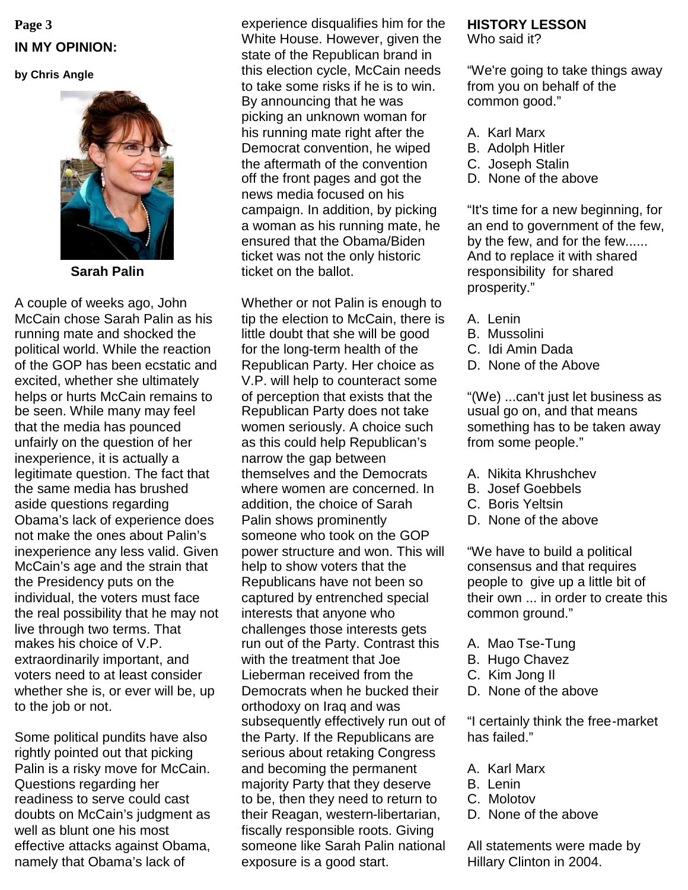## IN MY OPINION:

**by Chris Angle**

**Sarah Palin**

A couple of weeks ago, John McCain chose Sarah Palin as his running mate and shocked the political world. While the reaction of the GOP has been ecstatic and excited, whether she ultimately helps or hurts McCain remains to be seen. While many may feel that the media has pounced unfairly on the question of her inexperience, it is actually a legitimate question. The fact that the same media has brushed aside questions regarding Obama's lack of experience does not make the ones about Palin's inexperience any less valid. Given McCain's age and the strain that the Presidency puts on the individual, the voters must face the real possibility that he may not live through two terms. That makes his choice of V.P. extraordinarily important, and voters need to at least consider whether she is, or ever will be, up to the job or not.

Some political pundits have also rightly pointed out that picking Palin is a risky move for McCain. Questions regarding her readiness to serve could cast doubts on McCain's judgment as well as blunt one his most effective attacks against Obama, namely that Obama's lack of experience disqualifies him for the White House. However, given the state of the Republican brand in this election cycle, McCain needs to take some risks if he is to win. By announcing that he was picking an unknown woman for his running mate right after the Democrat convention, he wiped the aftermath of the convention off the front pages and got the news media focused on his campaign. In addition, by picking a woman as his running mate, he ensured that the Obama/Biden ticket was not the only historic ticket on the ballot.

Whether or not Palin is enough to tip the election to McCain, there is little doubt that she will be good for the long-term health of the Republican Party. Her choice as V.P. will help to counteract some of perception that exists that the Republican Party does not take women seriously. A choice such as this could help Republican's narrow the gap between themselves and the Democrats where women are concerned. In addition, the choice of Sarah Palin shows prominently someone who took on the GOP power structure and won. This will help to show voters that the Republicans have not been so captured by entrenched special interests that anyone who challenges those interests gets run out of the Party. Contrast this with the treatment that Joe Lieberman received from the Democrats when he bucked their orthodoxy on Iraq and was subsequently effectively run out of the Party. If the Republicans are serious about retaking Congress and becoming the permanent majority Party that they deserve to be, then they need to return to their Reagan, western-libertarian, fiscally responsible roots. Giving someone like Sarah Palin national exposure is a good start.

## HISTORY LESSON

Who said it?

"We're going to take things away from you on behalf of the common good."

A. Karl Marx
B. Adolph Hitler
C. Joseph Stalin
D. None of the above

"It's time for a new beginning, for an end to government of the few, by the few, and for the few...... And to replace it with shared responsibility for shared prosperity."

A. Lenin
B. Mussolini
C. Idi Amin Dada
D. None of the Above

"(We) ...can't just let business as usual go on, and that means something has to be taken away from some people."

A. Nikita Khrushchev
B. Josef Goebbels
C. Boris Yeltsin
D. None of the above

"We have to build a political consensus and that requires people to give up a little bit of their own ... in order to create this common ground."

A. Mao Tse-Tung
B. Hugo Chavez
C. Kim Jong Il
D. None of the above

"I certainly think the free-market has failed."

A. Karl Marx
B. Lenin
C. Molotov
D. None of the above

All statements were made by Hillary Clinton in 2004.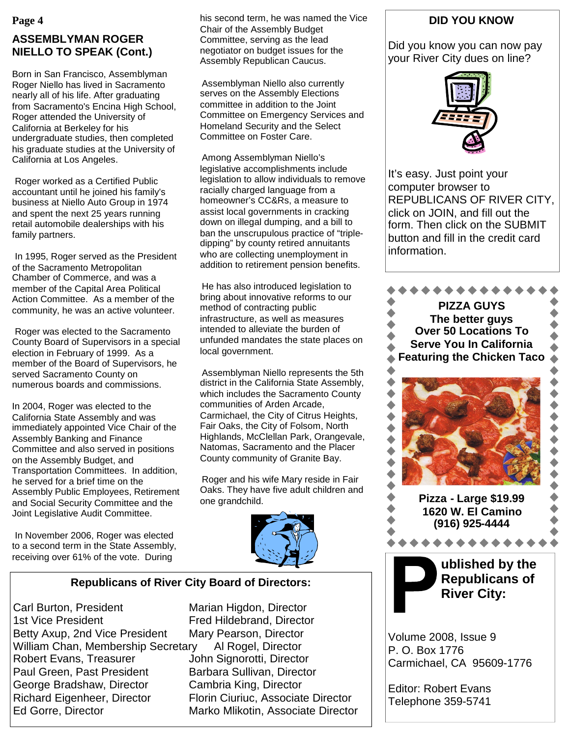## ASSEMBLYMAN ROGER NIELLO TO SPEAK (Cont.)

Born in San Francisco, Assemblyman Roger Niello has lived in Sacramento nearly all of his life. After graduating from Sacramento's Encina High School, Roger attended the University of California at Berkeley for his undergraduate studies, then completed his graduate studies at the University of California at Los Angeles.

Roger worked as a Certified Public accountant until he joined his family's business at Niello Auto Group in 1974 and spent the next 25 years running retail automobile dealerships with his family partners.

In 1995, Roger served as the President of the Sacramento Metropolitan Chamber of Commerce, and was a member of the Capital Area Political Action Committee. As a member of the community, he was an active volunteer.

Roger was elected to the Sacramento County Board of Supervisors in a special election in February of 1999. As a member of the Board of Supervisors, he served Sacramento County on numerous boards and commissions.

In 2004, Roger was elected to the California State Assembly and was immediately appointed Vice Chair of the Assembly Banking and Finance Committee and also served in positions on the Assembly Budget, and Transportation Committees. In addition, he served for a brief time on the Assembly Public Employees, Retirement and Social Security Committee and the Joint Legislative Audit Committee.

In November 2006, Roger was elected to a second term in the State Assembly, receiving over 61% of the vote. During his second term, he was named the Vice Chair of the Assembly Budget Committee, serving as the lead negotiator on budget issues for the Assembly Republican Caucus.

Assemblyman Niello also currently serves on the Assembly Elections committee in addition to the Joint Committee on Emergency Services and Homeland Security and the Select Committee on Foster Care.

Among Assemblyman Niello's legislative accomplishments include legislation to allow individuals to remove racially charged language from a homeowner's CC&Rs, a measure to assist local governments in cracking down on illegal dumping, and a bill to ban the unscrupulous practice of "triple-dipping" by county retired annuitants who are collecting unemployment in addition to retirement pension benefits.

He has also introduced legislation to bring about innovative reforms to our method of contracting public infrastructure, as well as measures intended to alleviate the burden of unfunded mandates the state places on local government.

Assemblyman Niello represents the 5th district in the California State Assembly, which includes the Sacramento County communities of Arden Arcade, Carmichael, the City of Citrus Heights, Fair Oaks, the City of Folsom, North Highlands, McClellan Park, Orangevale, Natomas, Sacramento and the Placer County community of Granite Bay.

Roger and his wife Mary reside in Fair Oaks. They have five adult children and one grandchild.

### DID YOU KNOW

Did you know you can now pay your River City dues on line?

It's easy. Just point your computer browser to REPUBLICANS OF RIVER CITY, click on JOIN, and fill out the form. Then click on the SUBMIT button and fill in the credit card information.

**PIZZA GUYS**
**The better guys**
**Over 50 Locations To Serve You In California**
**Featuring the Chicken Taco**

**Pizza - Large $19.99**
**1620 W. El Camino**
**(916) 925-4444**

### Republicans of River City Board of Directors:

Carl Burton, President
1st Vice President
Betty Axup, 2nd Vice President
William Chan, Membership Secretary
Robert Evans, Treasurer
Paul Green, Past President
George Bradshaw, Director
Richard Eigenheer, Director
Ed Gorre, Director
Marian Higdon, Director
Fred Hildebrand, Director
Mary Pearson, Director
Al Rogel, Director
John Signorotti, Director
Barbara Sullivan, Director
Cambria King, Director
Florin Ciuriuc, Associate Director
Marko Mlikotin, Associate Director

**Published by the Republicans of River City:**

Volume 2008, Issue 9
P. O. Box 1776
Carmichael, CA 95609-1776

Editor: Robert Evans
Telephone 359-5741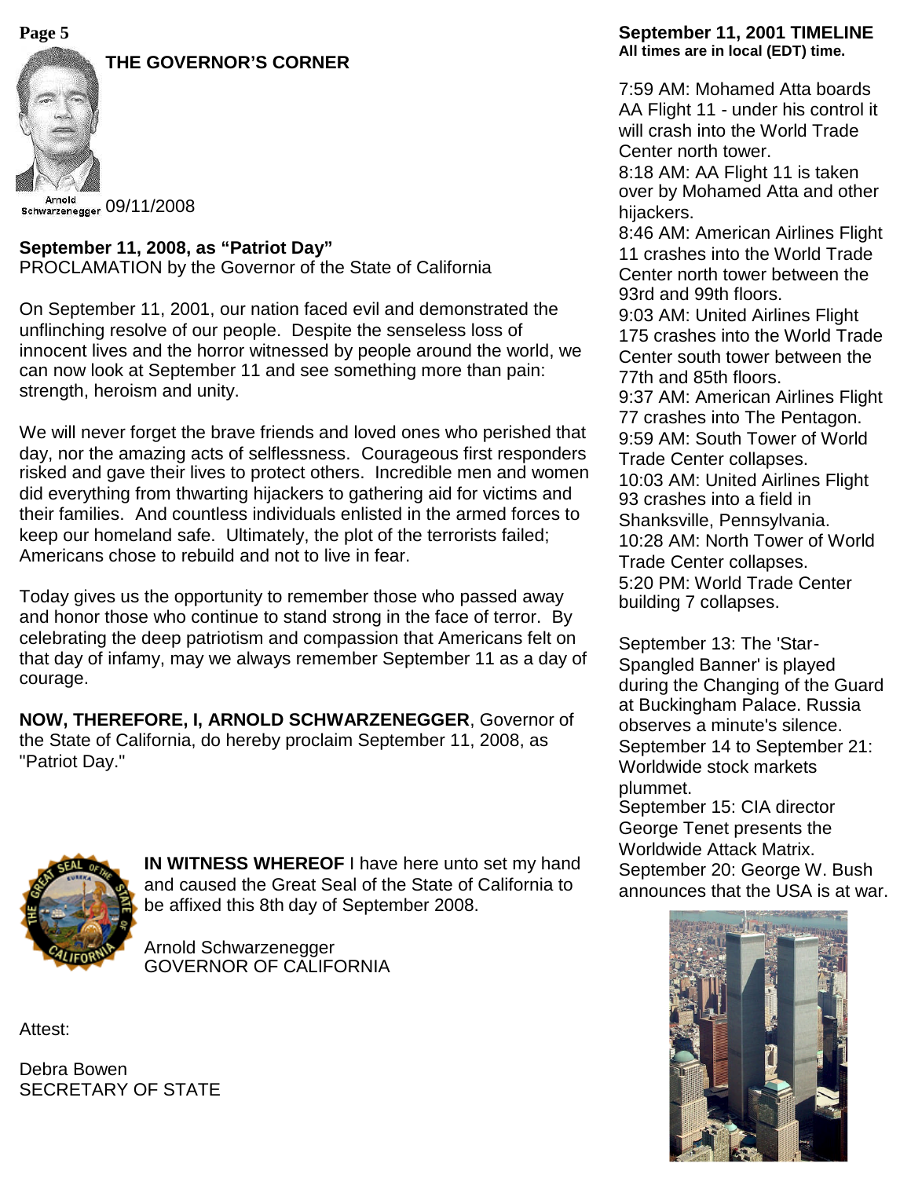## THE GOVERNOR'S CORNER

Arnold Schwarzenegger 09/11/2008

**September 11, 2008, as "Patriot Day"**
PROCLAMATION by the Governor of the State of California

On September 11, 2001, our nation faced evil and demonstrated the unflinching resolve of our people. Despite the senseless loss of innocent lives and the horror witnessed by people around the world, we can now look at September 11 and see something more than pain: strength, heroism and unity.

We will never forget the brave friends and loved ones who perished that day, nor the amazing acts of selflessness. Courageous first responders risked and gave their lives to protect others. Incredible men and women did everything from thwarting hijackers to gathering aid for victims and their families. And countless individuals enlisted in the armed forces to keep our homeland safe. Ultimately, the plot of the terrorists failed; Americans chose to rebuild and not to live in fear.

Today gives us the opportunity to remember those who passed away and honor those who continue to stand strong in the face of terror. By celebrating the deep patriotism and compassion that Americans felt on that day of infamy, may we always remember September 11 as a day of courage.

**NOW, THEREFORE, I, ARNOLD SCHWARZENEGGER**, Governor of the State of California, do hereby proclaim September 11, 2008, as "Patriot Day."

**IN WITNESS WHEREOF** I have here unto set my hand and caused the Great Seal of the State of California to be affixed this 8th day of September 2008.

Arnold Schwarzenegger
GOVERNOR OF CALIFORNIA

Attest:

Debra Bowen
SECRETARY OF STATE

## September 11, 2001 TIMELINE
**All times are in local (EDT) time.**

7:59 AM: Mohamed Atta boards AA Flight 11 - under his control it will crash into the World Trade Center north tower.
8:18 AM: AA Flight 11 is taken over by Mohamed Atta and other hijackers.
8:46 AM: American Airlines Flight 11 crashes into the World Trade Center north tower between the 93rd and 99th floors.
9:03 AM: United Airlines Flight 175 crashes into the World Trade Center south tower between the 77th and 85th floors.
9:37 AM: American Airlines Flight 77 crashes into The Pentagon.
9:59 AM: South Tower of World Trade Center collapses.
10:03 AM: United Airlines Flight 93 crashes into a field in Shanksville, Pennsylvania.
10:28 AM: North Tower of World Trade Center collapses.
5:20 PM: World Trade Center building 7 collapses.

September 13: The 'Star-Spangled Banner' is played during the Changing of the Guard at Buckingham Palace. Russia observes a minute's silence.
September 14 to September 21: Worldwide stock markets plummet.
September 15: CIA director George Tenet presents the Worldwide Attack Matrix.
September 20: George W. Bush announces that the USA is at war.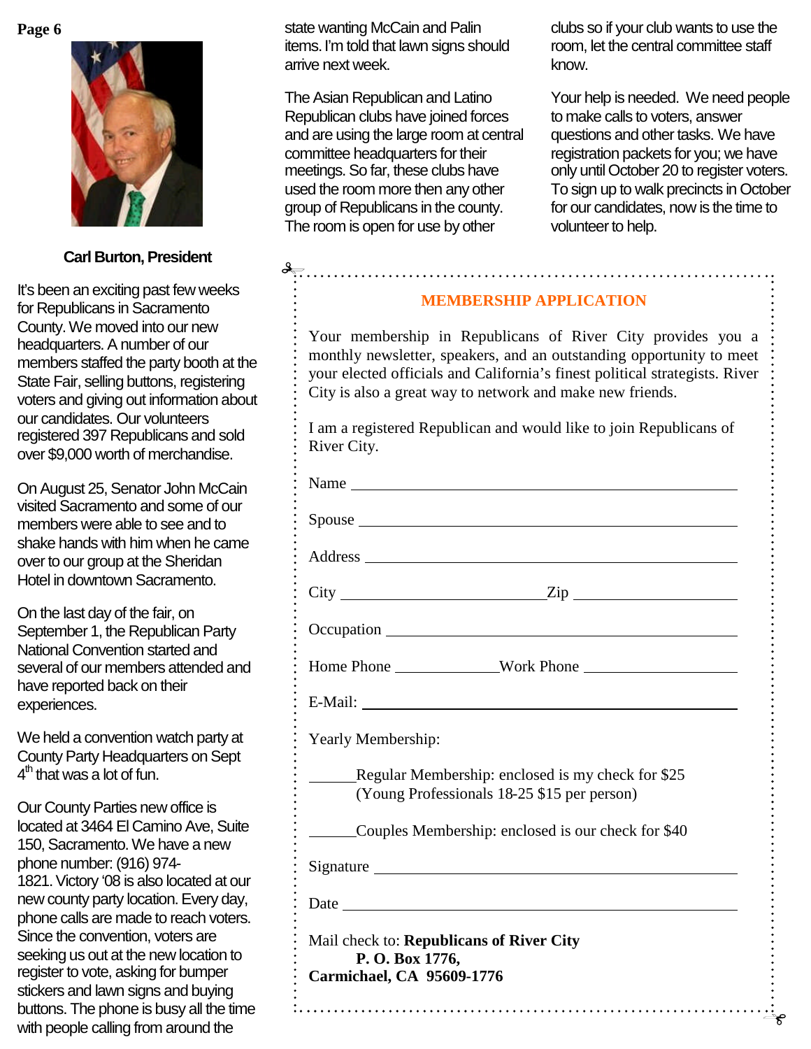**Carl Burton, President**

It's been an exciting past few weeks for Republicans in Sacramento County. We moved into our new headquarters. A number of our members staffed the party booth at the State Fair, selling buttons, registering voters and giving out information about our candidates. Our volunteers registered 397 Republicans and sold over $9,000 worth of merchandise.

On August 25, Senator John McCain visited Sacramento and some of our members were able to see and to shake hands with him when he came over to our group at the Sheridan Hotel in downtown Sacramento.

On the last day of the fair, on September 1, the Republican Party National Convention started and several of our members attended and have reported back on their experiences.

We held a convention watch party at County Party Headquarters on Sept 4th that was a lot of fun.

Our County Parties new office is located at 3464 El Camino Ave, Suite 150, Sacramento. We have a new phone number: (916) 974-1821. Victory '08 is also located at our new county party location. Every day, phone calls are made to reach voters. Since the convention, voters are seeking us out at the new location to register to vote, asking for bumper stickers and lawn signs and buying buttons. The phone is busy all the time with people calling from around the state wanting McCain and Palin items. I'm told that lawn signs should arrive next week.

The Asian Republican and Latino Republican clubs have joined forces and are using the large room at central committee headquarters for their meetings. So far, these clubs have used the room more then any other group of Republicans in the county. The room is open for use by other clubs so if your club wants to use the room, let the central committee staff know.

Your help is needed. We need people to make calls to voters, answer questions and other tasks. We have registration packets for you; we have only until October 20 to register voters. To sign up to walk precincts in October for our candidates, now is the time to volunteer to help.

## MEMBERSHIP APPLICATION

Your membership in Republicans of River City provides you a monthly newsletter, speakers, and an outstanding opportunity to meet your elected officials and California's finest political strategists. River City is also a great way to network and make new friends.

I am a registered Republican and would like to join Republicans of River City.

Name ______________________________

Spouse ______________________________

Address ______________________________

City ____________________ Zip ______________

Occupation ______________________________

Home Phone ____________ Work Phone ______________

E-Mail: ______________________________

Yearly Membership:

______Regular Membership: enclosed is my check for $25
(Young Professionals 18-25 $15 per person)

______Couples Membership: enclosed is our check for $40

Signature ______________________________

Date ______________________________

Mail check to: **Republicans of River City**
**P. O. Box 1776,**
**Carmichael, CA 95609-1776**